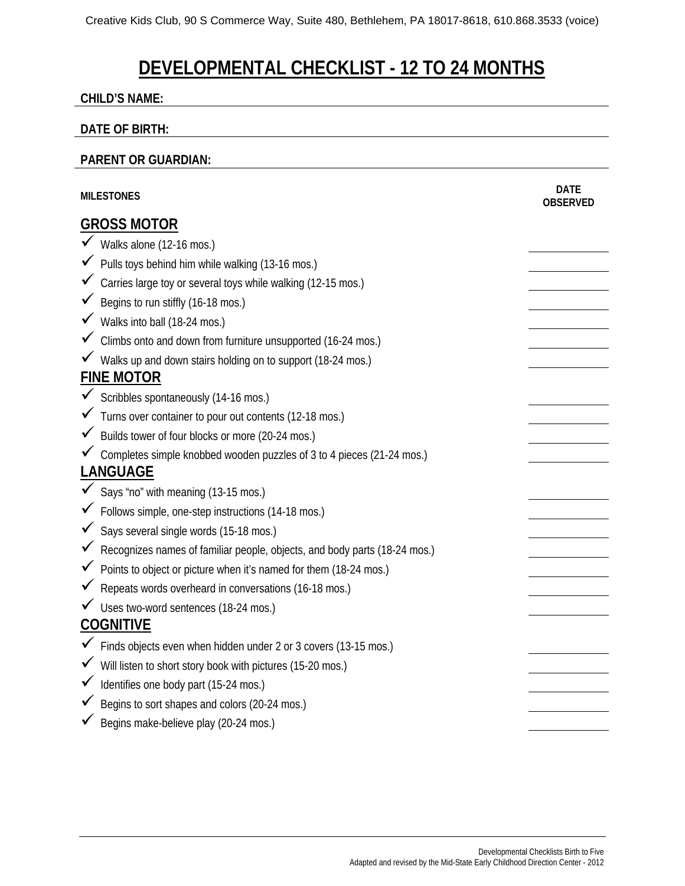Creative Kids Club, 90 S Commerce Way, Suite 480, Bethlehem, PA 18017-8618, 610.868.3533 (voice)

# DEVELOPMENTAL CHECKLIST - 12 TO 24 MONTHS

**CHILD'S NAME:**

**DATE OF BIRTH:**

**PARENT OR GUARDIAN:**

| MILESTONES | DATE OBSERVED |
|---|---|
| **GROSS MOTOR** | |
| ✓ Walks alone (12-16 mos.) | |
| ✓ Pulls toys behind him while walking (13-16 mos.) | |
| ✓ Carries large toy or several toys while walking (12-15 mos.) | |
| ✓ Begins to run stiffly (16-18 mos.) | |
| ✓ Walks into ball (18-24 mos.) | |
| ✓ Climbs onto and down from furniture unsupported (16-24 mos.) | |
| ✓ Walks up and down stairs holding on to support (18-24 mos.) | |
| **FINE MOTOR** | |
| ✓ Scribbles spontaneously (14-16 mos.) | |
| ✓ Turns over container to pour out contents (12-18 mos.) | |
| ✓ Builds tower of four blocks or more (20-24 mos.) | |
| ✓ Completes simple knobbed wooden puzzles of 3 to 4 pieces (21-24 mos.) | |
| **LANGUAGE** | |
| ✓ Says "no" with meaning (13-15 mos.) | |
| ✓ Follows simple, one-step instructions (14-18 mos.) | |
| ✓ Says several single words (15-18 mos.) | |
| ✓ Recognizes names of familiar people, objects, and body parts (18-24 mos.) | |
| ✓ Points to object or picture when it's named for them (18-24 mos.) | |
| ✓ Repeats words overheard in conversations (16-18 mos.) | |
| ✓ Uses two-word sentences (18-24 mos.) | |
| **COGNITIVE** | |
| ✓ Finds objects even when hidden under 2 or 3 covers (13-15 mos.) | |
| ✓ Will listen to short story book with pictures (15-20 mos.) | |
| ✓ Identifies one body part (15-24 mos.) | |
| ✓ Begins to sort shapes and colors (20-24 mos.) | |
| ✓ Begins make-believe play (20-24 mos.) | |

Developmental Checklists Birth to Five
Adapted and revised by the Mid-State Early Childhood Direction Center - 2012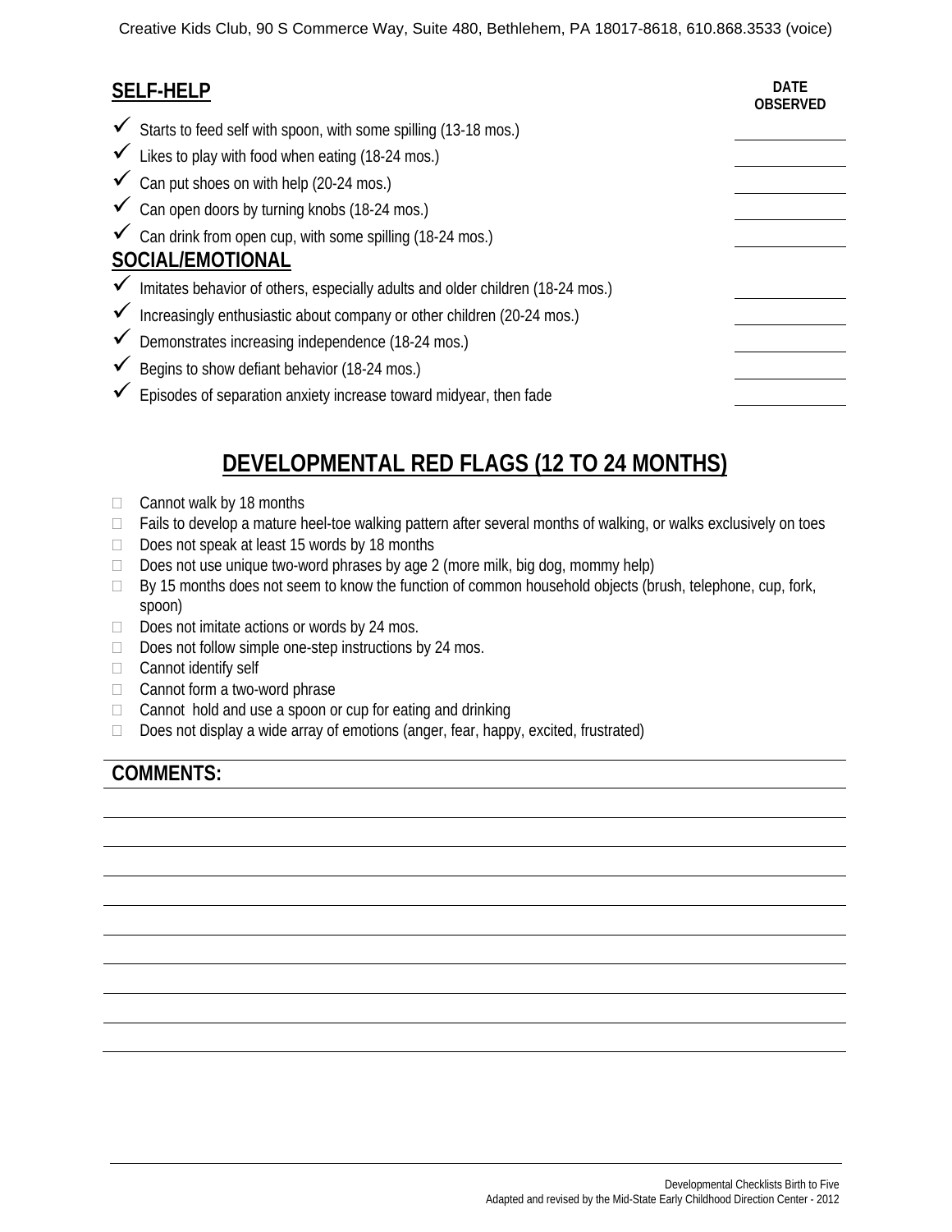## SELF-HELP

DATE OBSERVED

- ✓ Starts to feed self with spoon, with some spilling (13-18 mos.) \_\_\_\_\_\_\_\_\_\_
- ✓ Likes to play with food when eating (18-24 mos.) \_\_\_\_\_\_\_\_\_\_
- ✓ Can put shoes on with help (20-24 mos.) \_\_\_\_\_\_\_\_\_\_
- ✓ Can open doors by turning knobs (18-24 mos.) \_\_\_\_\_\_\_\_\_\_
- ✓ Can drink from open cup, with some spilling (18-24 mos.) \_\_\_\_\_\_\_\_\_\_

## SOCIAL/EMOTIONAL

- ✓ Imitates behavior of others, especially adults and older children (18-24 mos.) \_\_\_\_\_\_\_\_\_\_
- ✓ Increasingly enthusiastic about company or other children (20-24 mos.) \_\_\_\_\_\_\_\_\_\_
- ✓ Demonstrates increasing independence (18-24 mos.) \_\_\_\_\_\_\_\_\_\_
- ✓ Begins to show defiant behavior (18-24 mos.) \_\_\_\_\_\_\_\_\_\_
- ✓ Episodes of separation anxiety increase toward midyear, then fade \_\_\_\_\_\_\_\_\_\_

# DEVELOPMENTAL RED FLAGS (12 TO 24 MONTHS)

- ☐ Cannot walk by 18 months
- ☐ Fails to develop a mature heel-toe walking pattern after several months of walking, or walks exclusively on toes
- ☐ Does not speak at least 15 words by 18 months
- ☐ Does not use unique two-word phrases by age 2 (more milk, big dog, mommy help)
- ☐ By 15 months does not seem to know the function of common household objects (brush, telephone, cup, fork, spoon)
- ☐ Does not imitate actions or words by 24 mos.
- ☐ Does not follow simple one-step instructions by 24 mos.
- ☐ Cannot identify self
- ☐ Cannot form a two-word phrase
- ☐ Cannot hold and use a spoon or cup for eating and drinking
- ☐ Does not display a wide array of emotions (anger, fear, happy, excited, frustrated)

## COMMENTS: